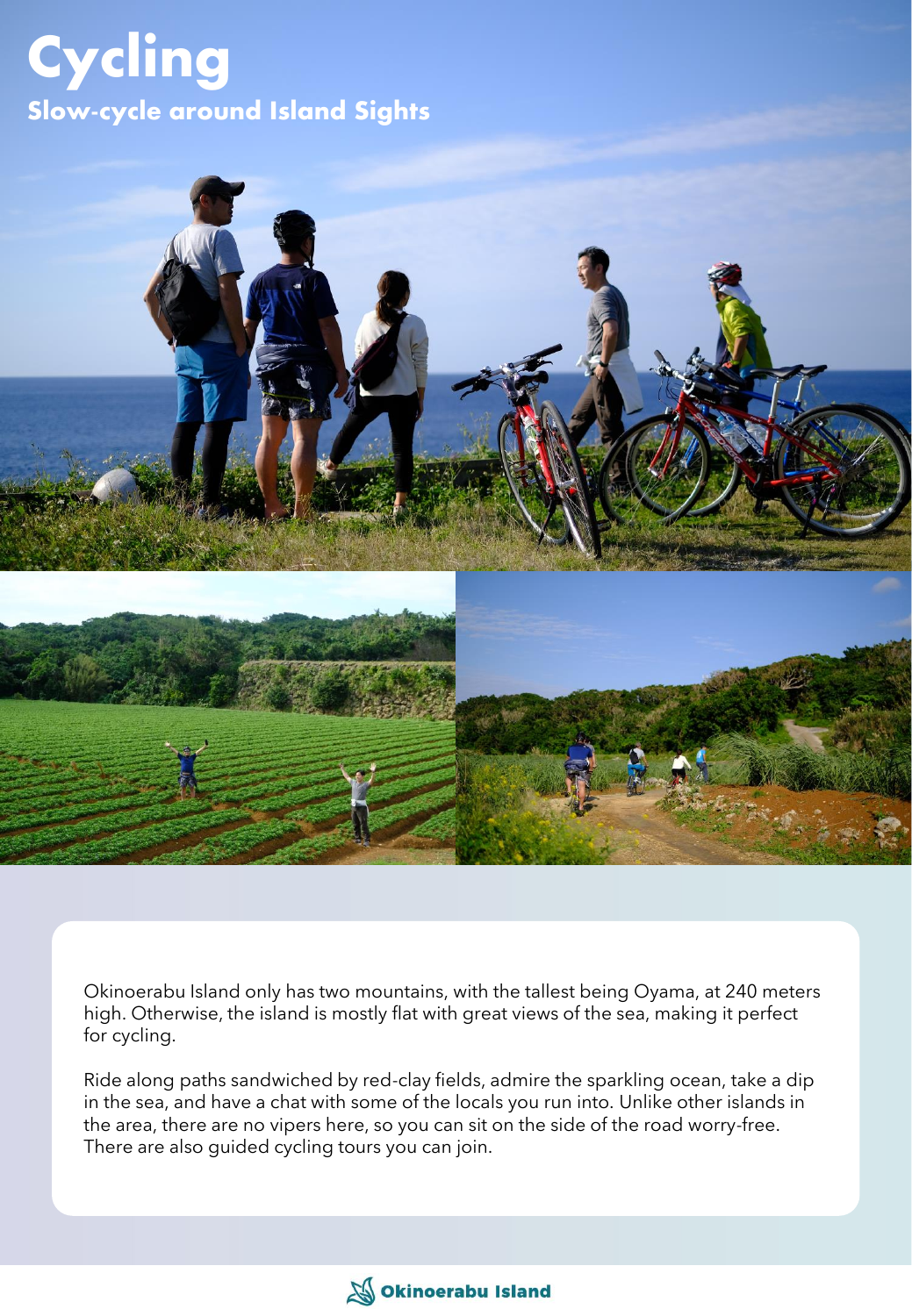# Cycling

## Slow-cycle around Island Sights

Okinoerabu Island only has two mountains, with the tallest being Oyama, at 240 meters high. Otherwise, the island is mostly flat with great views of the sea, making it perfect for cycling.

Ride along paths sandwiched by red-clay fields, admire the sparkling ocean, take a dip in the sea, and have a chat with some of the locals you run into. Unlike other islands in the area, there are no vipers here, so you can sit on the side of the road worry-free. There are also guided cycling tours you can join.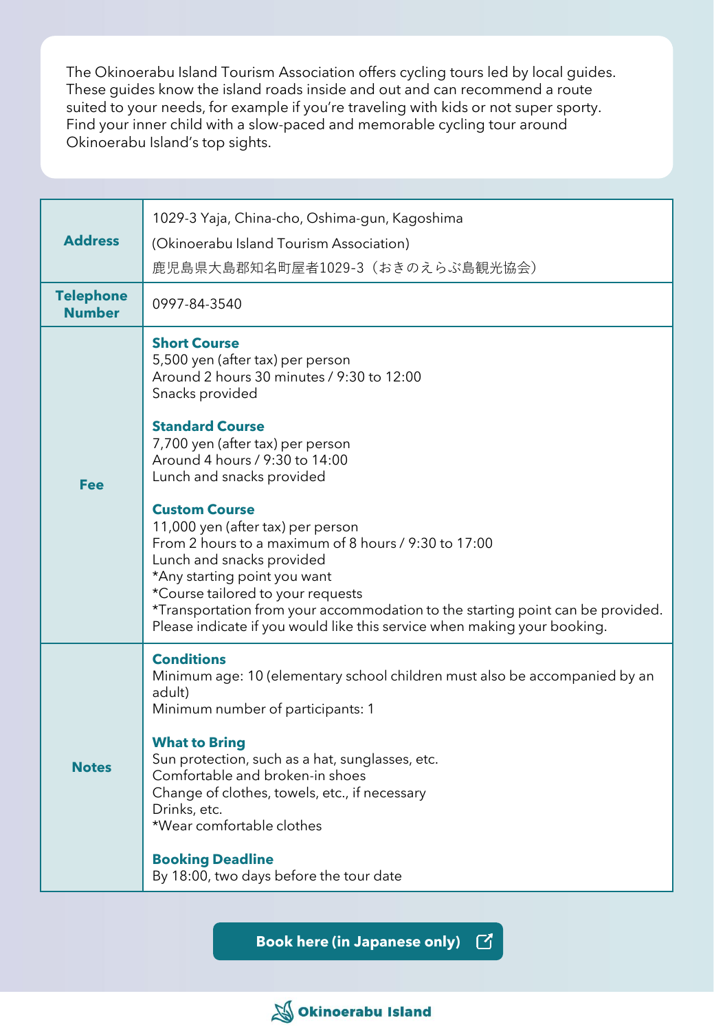The Okinoerabu Island Tourism Association offers cycling tours led by local guides. These guides know the island roads inside and out and can recommend a route suited to your needs, for example if you're traveling with kids or not super sporty. Find your inner child with a slow-paced and memorable cycling tour around Okinoerabu Island's top sights.

| | |
|---|---|
| **Address** | 1029-3 Yaja, China-cho, Oshima-gun, Kagoshima<br>(Okinoerabu Island Tourism Association)<br>鹿児島県大島郡知名町屋者1029-3（おきのえらぶ島観光協会） |
| **Telephone Number** | 0997-84-3540 |
| **Fee** | **Short Course**<br>5,500 yen (after tax) per person<br>Around 2 hours 30 minutes / 9:30 to 12:00<br>Snacks provided<br><br>**Standard Course**<br>7,700 yen (after tax) per person<br>Around 4 hours / 9:30 to 14:00<br>Lunch and snacks provided<br><br>**Custom Course**<br>11,000 yen (after tax) per person<br>From 2 hours to a maximum of 8 hours / 9:30 to 17:00<br>Lunch and snacks provided<br>*Any starting point you want<br>*Course tailored to your requests<br>*Transportation from your accommodation to the starting point can be provided. Please indicate if you would like this service when making your booking. |
| **Notes** | **Conditions**<br>Minimum age: 10 (elementary school children must also be accompanied by an adult)<br>Minimum number of participants: 1<br><br>**What to Bring**<br>Sun protection, such as a hat, sunglasses, etc.<br>Comfortable and broken-in shoes<br>Change of clothes, towels, etc., if necessary<br>Drinks, etc.<br>*Wear comfortable clothes<br><br>**Booking Deadline**<br>By 18:00, two days before the tour date |

**Book here (in Japanese only)**

Okinoerabu Island